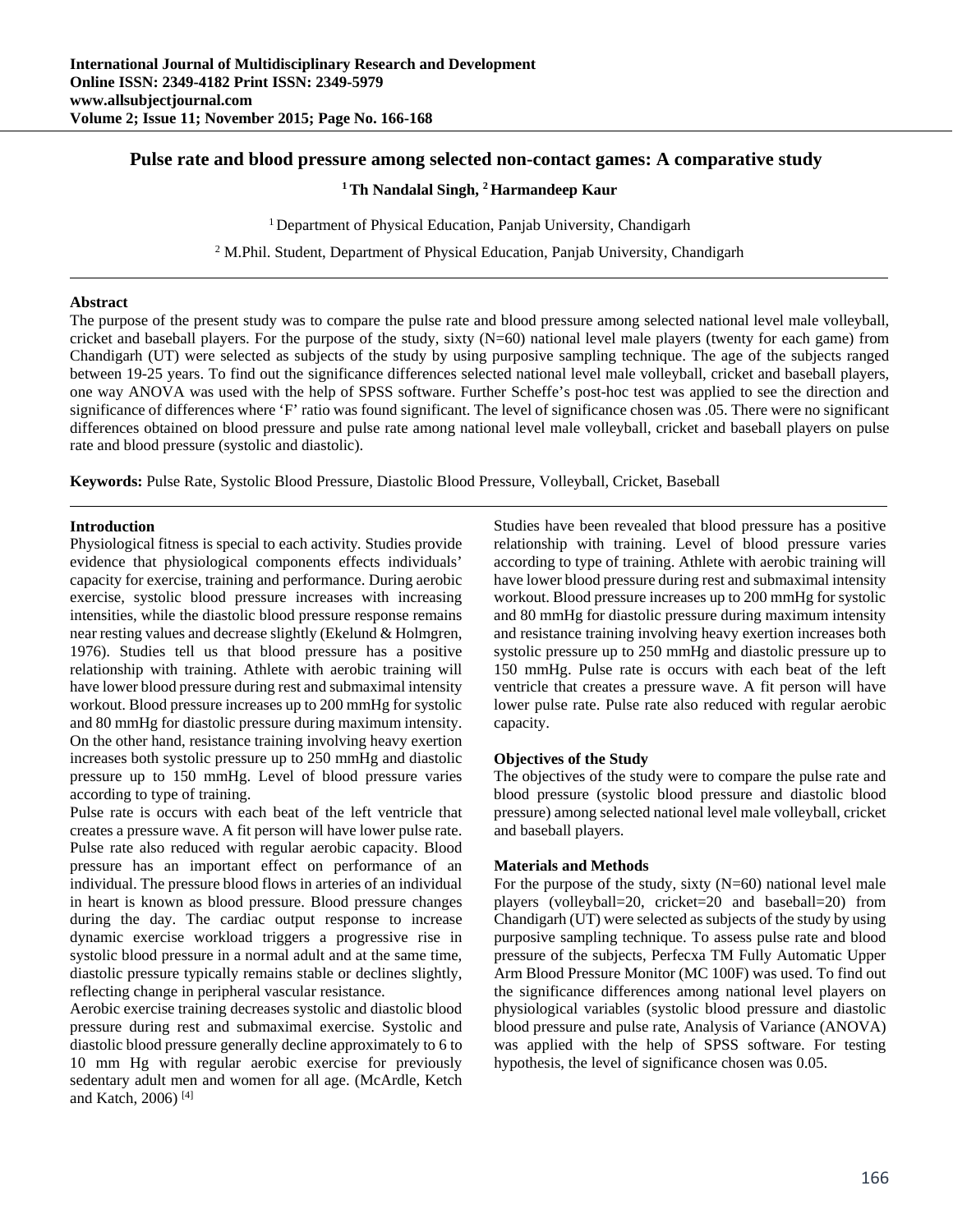# Pulse rate and blood pressure among selected non-contact games: A comparative study

**[1] Th Nandalal Singh, [2] Harmandeep Kaur**

[1] Department of Physical Education, Panjab University, Chandigarh

[2] M.Phil. Student, Department of Physical Education, Panjab University, Chandigarh

## Abstract

The purpose of the present study was to compare the pulse rate and blood pressure among selected national level male volleyball, cricket and baseball players. For the purpose of the study, sixty (N=60) national level male players (twenty for each game) from Chandigarh (UT) were selected as subjects of the study by using purposive sampling technique. The age of the subjects ranged between 19-25 years. To find out the significance differences selected national level male volleyball, cricket and baseball players, one way ANOVA was used with the help of SPSS software. Further Scheffe's post-hoc test was applied to see the direction and significance of differences where 'F' ratio was found significant. The level of significance chosen was .05. There were no significant differences obtained on blood pressure and pulse rate among national level male volleyball, cricket and baseball players on pulse rate and blood pressure (systolic and diastolic).

**Keywords:** Pulse Rate, Systolic Blood Pressure, Diastolic Blood Pressure, Volleyball, Cricket, Baseball

## Introduction

Physiological fitness is special to each activity. Studies provide evidence that physiological components effects individuals' capacity for exercise, training and performance. During aerobic exercise, systolic blood pressure increases with increasing intensities, while the diastolic blood pressure response remains near resting values and decrease slightly (Ekelund & Holmgren, 1976). Studies tell us that blood pressure has a positive relationship with training. Athlete with aerobic training will have lower blood pressure during rest and submaximal intensity workout. Blood pressure increases up to 200 mmHg for systolic and 80 mmHg for diastolic pressure during maximum intensity. On the other hand, resistance training involving heavy exertion increases both systolic pressure up to 250 mmHg and diastolic pressure up to 150 mmHg. Level of blood pressure varies according to type of training.

Pulse rate is occurs with each beat of the left ventricle that creates a pressure wave. A fit person will have lower pulse rate. Pulse rate also reduced with regular aerobic capacity. Blood pressure has an important effect on performance of an individual. The pressure blood flows in arteries of an individual in heart is known as blood pressure. Blood pressure changes during the day. The cardiac output response to increase dynamic exercise workload triggers a progressive rise in systolic blood pressure in a normal adult and at the same time, diastolic pressure typically remains stable or declines slightly, reflecting change in peripheral vascular resistance.

Aerobic exercise training decreases systolic and diastolic blood pressure during rest and submaximal exercise. Systolic and diastolic blood pressure generally decline approximately to 6 to 10 mm Hg with regular aerobic exercise for previously sedentary adult men and women for all age. (McArdle, Ketch and Katch, 2006) [4]

Studies have been revealed that blood pressure has a positive relationship with training. Level of blood pressure varies according to type of training. Athlete with aerobic training will have lower blood pressure during rest and submaximal intensity workout. Blood pressure increases up to 200 mmHg for systolic and 80 mmHg for diastolic pressure during maximum intensity and resistance training involving heavy exertion increases both systolic pressure up to 250 mmHg and diastolic pressure up to 150 mmHg. Pulse rate is occurs with each beat of the left ventricle that creates a pressure wave. A fit person will have lower pulse rate. Pulse rate also reduced with regular aerobic capacity.

### Objectives of the Study

The objectives of the study were to compare the pulse rate and blood pressure (systolic blood pressure and diastolic blood pressure) among selected national level male volleyball, cricket and baseball players.

### Materials and Methods

For the purpose of the study, sixty (N=60) national level male players (volleyball=20, cricket=20 and baseball=20) from Chandigarh (UT) were selected as subjects of the study by using purposive sampling technique. To assess pulse rate and blood pressure of the subjects, Perfecxa TM Fully Automatic Upper Arm Blood Pressure Monitor (MC 100F) was used. To find out the significance differences among national level players on physiological variables (systolic blood pressure and diastolic blood pressure and pulse rate, Analysis of Variance (ANOVA) was applied with the help of SPSS software. For testing hypothesis, the level of significance chosen was 0.05.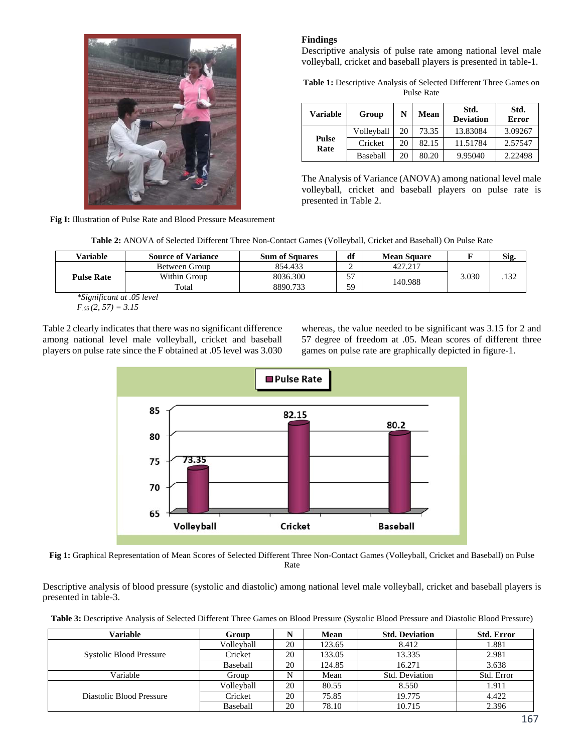Fig I: Illustration of Pulse Rate and Blood Pressure Measurement

## Findings

Descriptive analysis of pulse rate among national level male volleyball, cricket and baseball players is presented in table-1.

**Table 1:** Descriptive Analysis of Selected Different Three Games on Pulse Rate

| Variable | Group | N | Mean | Std. Deviation | Std. Error |
|---|---|---|---|---|---|
| Pulse Rate | Volleyball | 20 | 73.35 | 13.83084 | 3.09267 |
| | Cricket | 20 | 82.15 | 11.51784 | 2.57547 |
| | Baseball | 20 | 80.20 | 9.95040 | 2.22498 |

The Analysis of Variance (ANOVA) among national level male volleyball, cricket and baseball players on pulse rate is presented in Table 2.

**Table 2:** ANOVA of Selected Different Three Non-Contact Games (Volleyball, Cricket and Baseball) On Pulse Rate

| Variable | Source of Variance | Sum of Squares | df | Mean Square | F | Sig. |
|---|---|---|---|---|---|---|
| Pulse Rate | Between Group | 854.433 | 2 | 427.217 | 3.030 | .132 |
| | Within Group | 8036.300 | 57 | 140.988 | | |
| | Total | 8890.733 | 59 | | | |

*\*Significant at .05 level*

$F_{.05}(2, 57) = 3.15$

Table 2 clearly indicates that there was no significant difference among national level male volleyball, cricket and baseball players on pulse rate since the F obtained at .05 level was 3.030 whereas, the value needed to be significant was 3.15 for 2 and 57 degree of freedom at .05. Mean scores of different three games on pulse rate are graphically depicted in figure-1.

**Fig 1:** Graphical Representation of Mean Scores of Selected Different Three Non-Contact Games (Volleyball, Cricket and Baseball) on Pulse Rate

Descriptive analysis of blood pressure (systolic and diastolic) among national level male volleyball, cricket and baseball players is presented in table-3.

**Table 3:** Descriptive Analysis of Selected Different Three Games on Blood Pressure (Systolic Blood Pressure and Diastolic Blood Pressure)

| Variable | Group | N | Mean | Std. Deviation | Std. Error |
|---|---|---|---|---|---|
| Systolic Blood Pressure | Volleyball | 20 | 123.65 | 8.412 | 1.881 |
| | Cricket | 20 | 133.05 | 13.335 | 2.981 |
| | Baseball | 20 | 124.85 | 16.271 | 3.638 |
| Variable | Group | N | Mean | Std. Deviation | Std. Error |
| Diastolic Blood Pressure | Volleyball | 20 | 80.55 | 8.550 | 1.911 |
| | Cricket | 20 | 75.85 | 19.775 | 4.422 |
| | Baseball | 20 | 78.10 | 10.715 | 2.396 |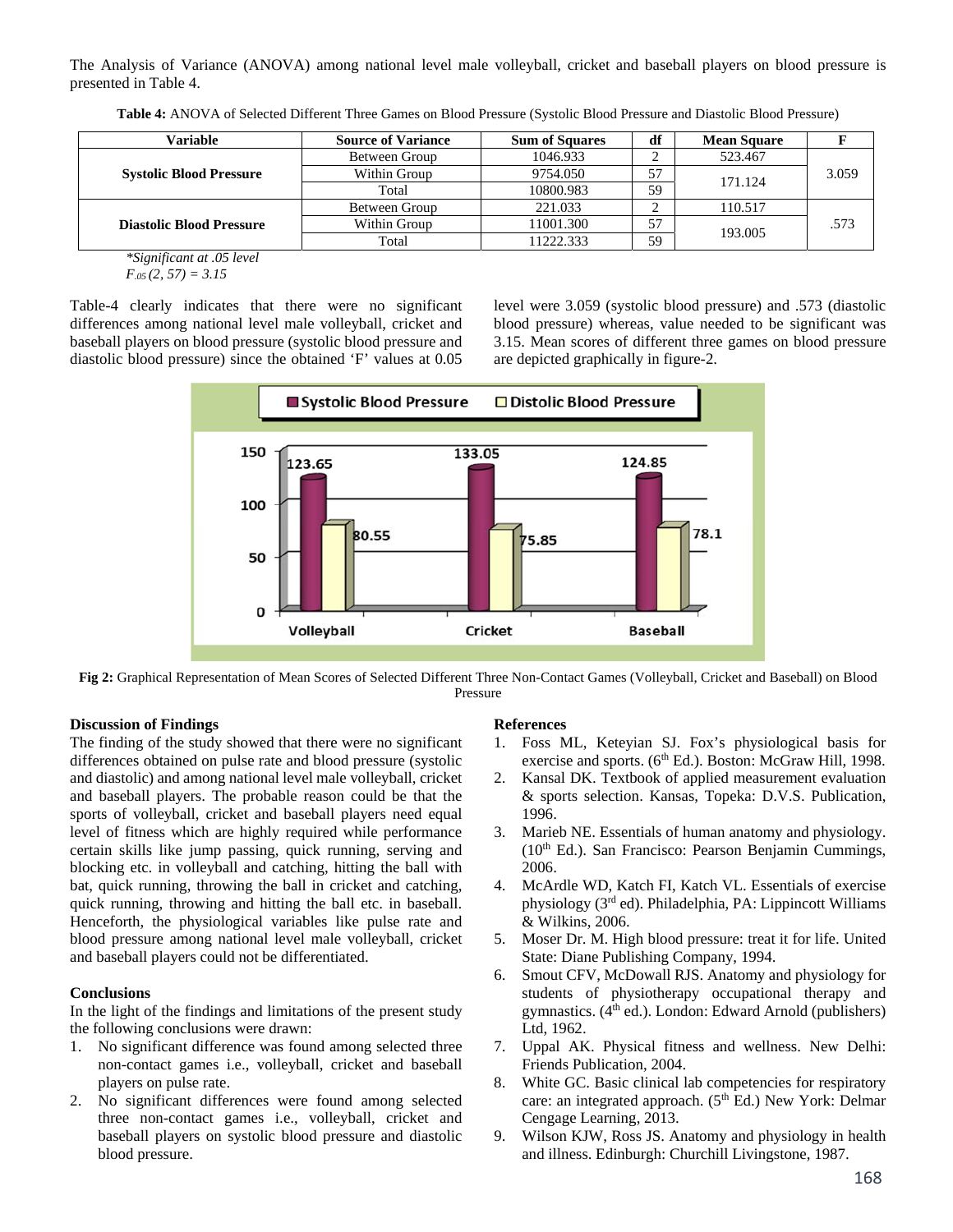The Analysis of Variance (ANOVA) among national level male volleyball, cricket and baseball players on blood pressure is presented in Table 4.

**Table 4:** ANOVA of Selected Different Three Games on Blood Pressure (Systolic Blood Pressure and Diastolic Blood Pressure)

| Variable | Source of Variance | Sum of Squares | df | Mean Square | F |
|---|---|---|---|---|---|
| **Systolic Blood Pressure** | Between Group | 1046.933 | 2 | 523.467 | 3.059 |
| | Within Group | 9754.050 | 57 | 171.124 | |
| | Total | 10800.983 | 59 | | |
| **Diastolic Blood Pressure** | Between Group | 221.033 | 2 | 110.517 | .573 |
| | Within Group | 11001.300 | 57 | 193.005 | |
| | Total | 11222.333 | 59 | | |

*\*Significant at .05 level*
$F_{.05}(2, 57) = 3.15$

Table-4 clearly indicates that there were no significant differences among national level male volleyball, cricket and baseball players on blood pressure (systolic blood pressure and diastolic blood pressure) since the obtained 'F' values at 0.05 level were 3.059 (systolic blood pressure) and .573 (diastolic blood pressure) whereas, value needed to be significant was 3.15. Mean scores of different three games on blood pressure are depicted graphically in figure-2.

Systolic Blood Pressure
Distolic Blood Pressure
150
100
50
0
123.65
80.55
133.05
75.85
124.85
78.1
Volleyball
Cricket
Baseball

**Fig 2:** Graphical Representation of Mean Scores of Selected Different Three Non-Contact Games (Volleyball, Cricket and Baseball) on Blood Pressure

### Discussion of Findings

The finding of the study showed that there were no significant differences obtained on pulse rate and blood pressure (systolic and diastolic) and among national level male volleyball, cricket and baseball players. The probable reason could be that the sports of volleyball, cricket and baseball players need equal level of fitness which are highly required while performance certain skills like jump passing, quick running, serving and blocking etc. in volleyball and catching, hitting the ball with bat, quick running, throwing the ball in cricket and catching, quick running, throwing and hitting the ball etc. in baseball. Henceforth, the physiological variables like pulse rate and blood pressure among national level male volleyball, cricket and baseball players could not be differentiated.

### Conclusions

In the light of the findings and limitations of the present study the following conclusions were drawn:

1. No significant difference was found among selected three non-contact games i.e., volleyball, cricket and baseball players on pulse rate.
2. No significant differences were found among selected three non-contact games i.e., volleyball, cricket and baseball players on systolic blood pressure and diastolic blood pressure.

### References

1. Foss ML, Keteyian SJ. Fox's physiological basis for exercise and sports. (6th Ed.). Boston: McGraw Hill, 1998.
2. Kansal DK. Textbook of applied measurement evaluation & sports selection. Kansas, Topeka: D.V.S. Publication, 1996.
3. Marieb NE. Essentials of human anatomy and physiology. (10th Ed.). San Francisco: Pearson Benjamin Cummings, 2006.
4. McArdle WD, Katch FI, Katch VL. Essentials of exercise physiology (3rd ed). Philadelphia, PA: Lippincott Williams & Wilkins, 2006.
5. Moser Dr. M. High blood pressure: treat it for life. United State: Diane Publishing Company, 1994.
6. Smout CFV, McDowall RJS. Anatomy and physiology for students of physiotherapy occupational therapy and gymnastics. (4th ed.). London: Edward Arnold (publishers) Ltd, 1962.
7. Uppal AK. Physical fitness and wellness. New Delhi: Friends Publication, 2004.
8. White GC. Basic clinical lab competencies for respiratory care: an integrated approach. (5th Ed.) New York: Delmar Cengage Learning, 2013.
9. Wilson KJW, Ross JS. Anatomy and physiology in health and illness. Edinburgh: Churchill Livingstone, 1987.